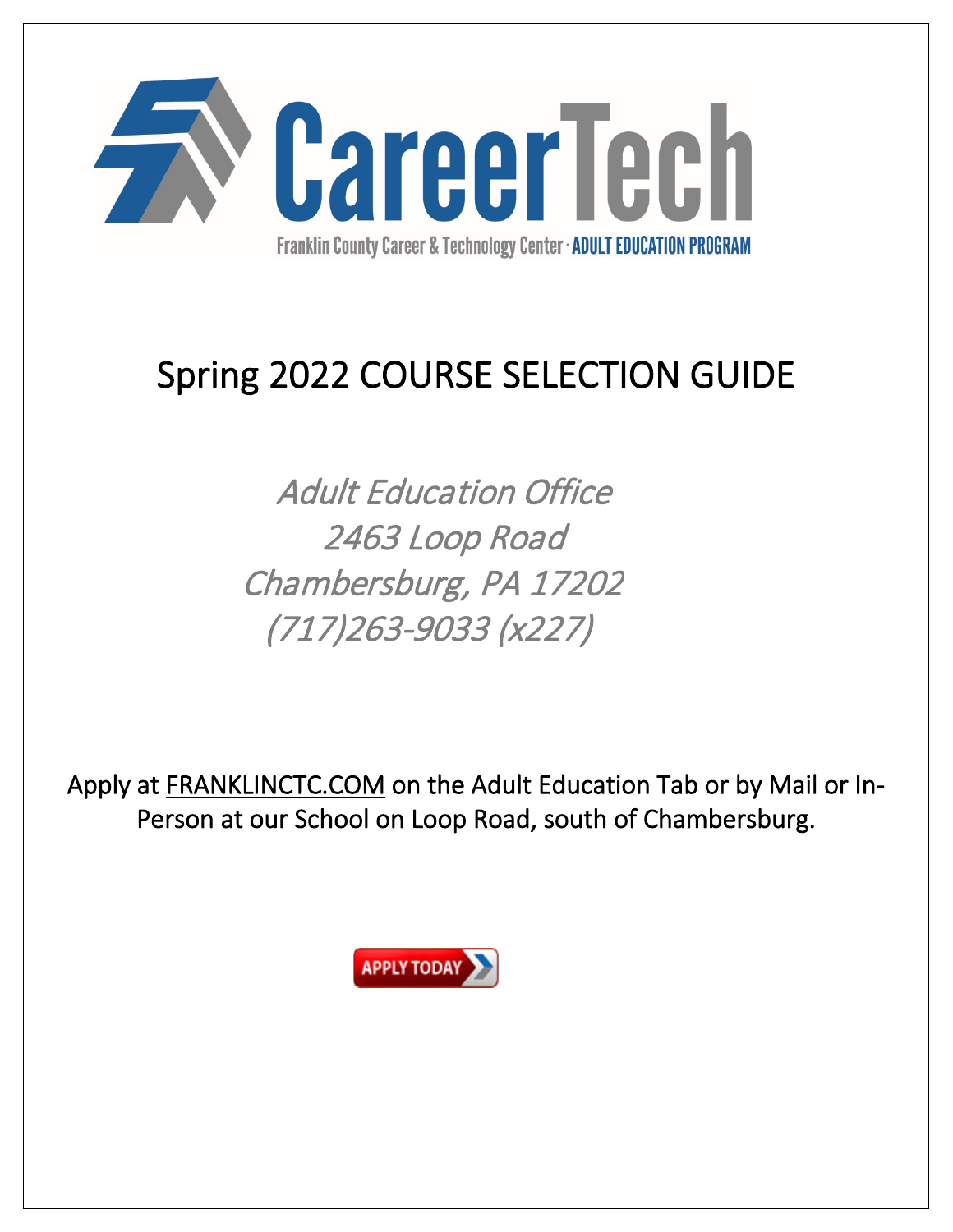# CareerTech

Franklin County Career & Technology Center · ADULT EDUCATION PROGRAM

# Spring 2022 COURSE SELECTION GUIDE

*Adult Education Office*
*2463 Loop Road*
*Chambersburg, PA 17202*
*(717)263-9033 (x227)*

Apply at FRANKLINCTC.COM on the Adult Education Tab or by Mail or In-Person at our School on Loop Road, south of Chambersburg.

APPLY TODAY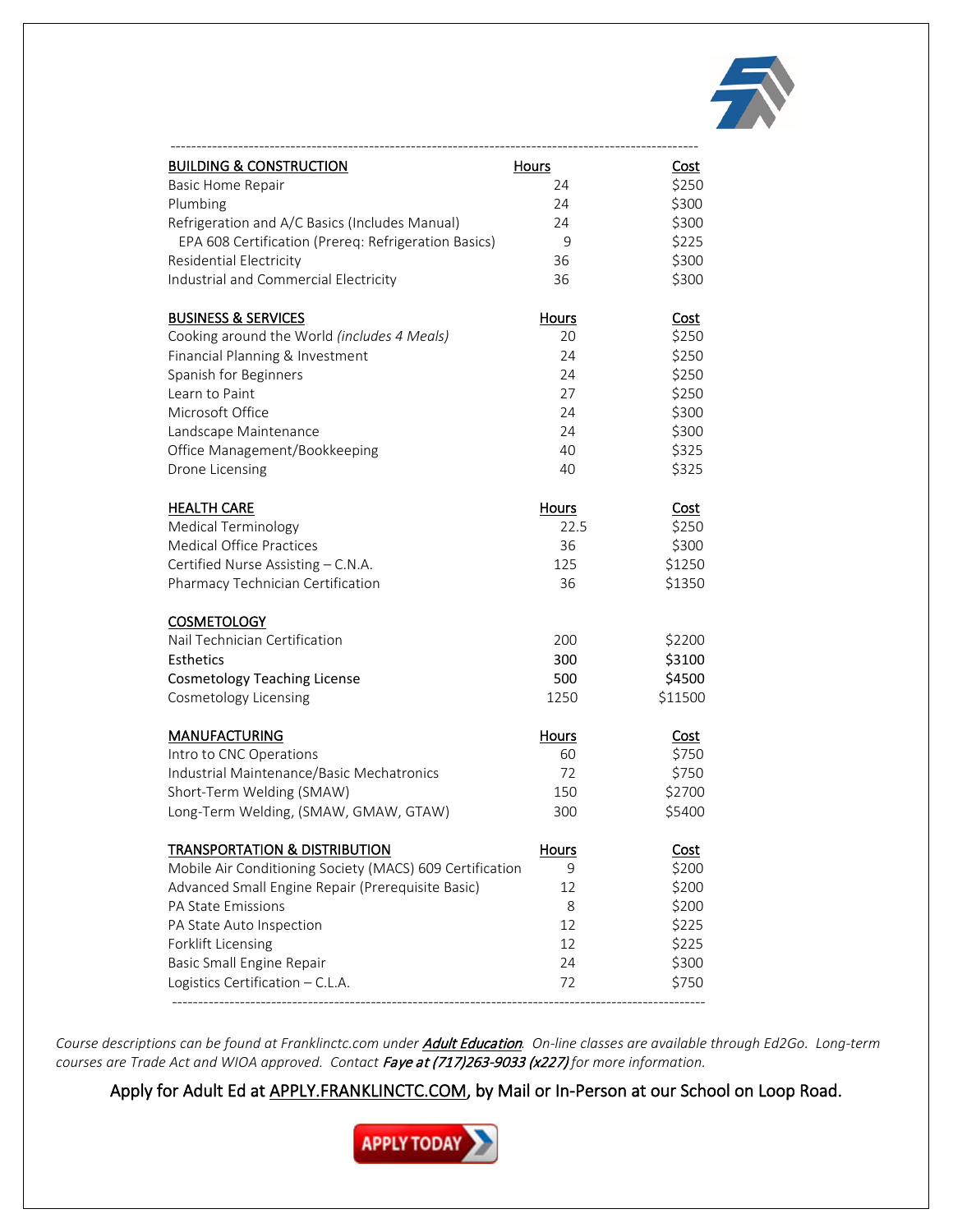| BUILDING & CONSTRUCTION | Hours | Cost |
|---|---|---|
| Basic Home Repair | 24 | $250 |
| Plumbing | 24 | $300 |
| Refrigeration and A/C Basics (Includes Manual) | 24 | $300 |
| EPA 608 Certification (Prereq: Refrigeration Basics) | 9 | $225 |
| Residential Electricity | 36 | $300 |
| Industrial and Commercial Electricity | 36 | $300 |

| BUSINESS & SERVICES | Hours | Cost |
|---|---|---|
| Cooking around the World *(includes 4 Meals)* | 20 | $250 |
| Financial Planning & Investment | 24 | $250 |
| Spanish for Beginners | 24 | $250 |
| Learn to Paint | 27 | $250 |
| Microsoft Office | 24 | $300 |
| Landscape Maintenance | 24 | $300 |
| Office Management/Bookkeeping | 40 | $325 |
| Drone Licensing | 40 | $325 |

| HEALTH CARE | Hours | Cost |
|---|---|---|
| Medical Terminology | 22.5 | $250 |
| Medical Office Practices | 36 | $300 |
| Certified Nurse Assisting – C.N.A. | 125 | $1250 |
| Pharmacy Technician Certification | 36 | $1350 |

| COSMETOLOGY | | |
|---|---|---|
| Nail Technician Certification | 200 | $2200 |
| Esthetics | 300 | $3100 |
| Cosmetology Teaching License | 500 | $4500 |
| Cosmetology Licensing | 1250 | $11500 |

| MANUFACTURING | Hours | Cost |
|---|---|---|
| Intro to CNC Operations | 60 | $750 |
| Industrial Maintenance/Basic Mechatronics | 72 | $750 |
| Short-Term Welding (SMAW) | 150 | $2700 |
| Long-Term Welding, (SMAW, GMAW, GTAW) | 300 | $5400 |

| TRANSPORTATION & DISTRIBUTION | Hours | Cost |
|---|---|---|
| Mobile Air Conditioning Society (MACS) 609 Certification | 9 | $200 |
| Advanced Small Engine Repair (Prerequisite Basic) | 12 | $200 |
| PA State Emissions | 8 | $200 |
| PA State Auto Inspection | 12 | $225 |
| Forklift Licensing | 12 | $225 |
| Basic Small Engine Repair | 24 | $300 |
| Logistics Certification – C.L.A. | 72 | $750 |

*Course descriptions can be found at Franklinctc.com under **Adult Education**. On-line classes are available through Ed2Go. Long-term courses are Trade Act and WIOA approved. Contact **Faye at (717)263-9033 (x227)** for more information.*

Apply for Adult Ed at APPLY.FRANKLINCTC.COM, by Mail or In-Person at our School on Loop Road.

APPLY TODAY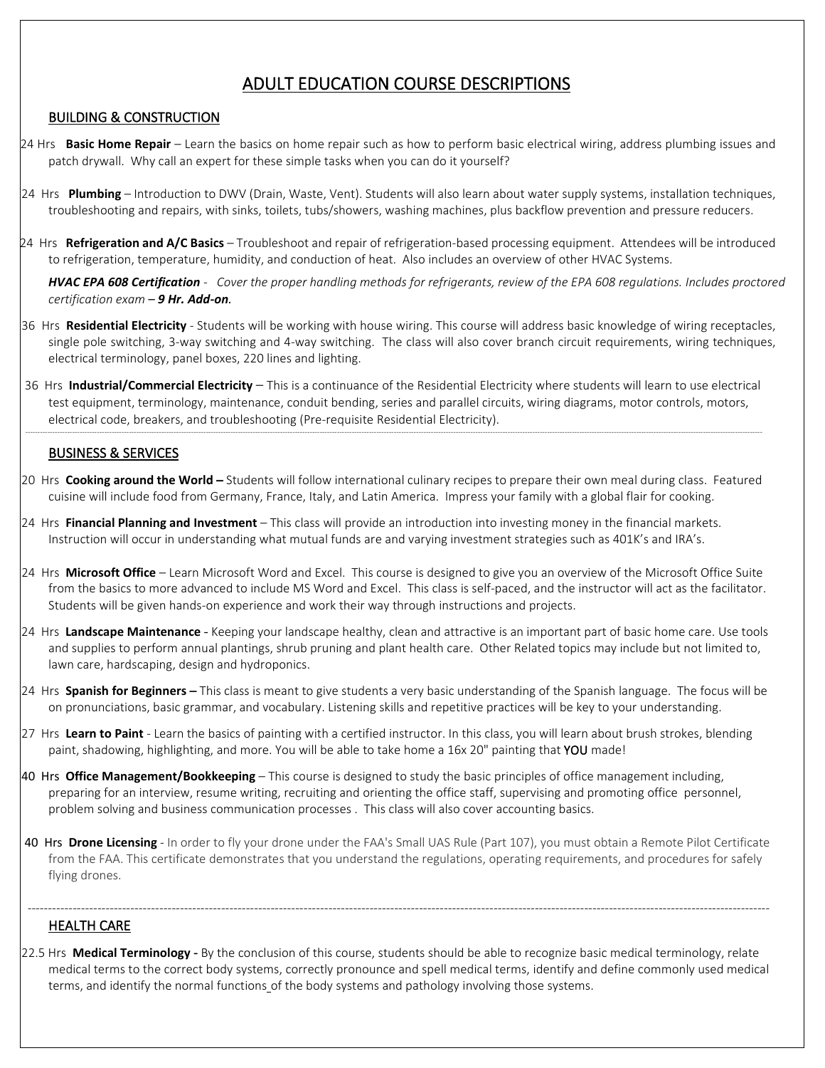# ADULT EDUCATION COURSE DESCRIPTIONS

## BUILDING & CONSTRUCTION

24 Hrs **Basic Home Repair** – Learn the basics on home repair such as how to perform basic electrical wiring, address plumbing issues and patch drywall. Why call an expert for these simple tasks when you can do it yourself?

24 Hrs **Plumbing** – Introduction to DWV (Drain, Waste, Vent). Students will also learn about water supply systems, installation techniques, troubleshooting and repairs, with sinks, toilets, tubs/showers, washing machines, plus backflow prevention and pressure reducers.

24 Hrs **Refrigeration and A/C Basics** – Troubleshoot and repair of refrigeration-based processing equipment. Attendees will be introduced to refrigeration, temperature, humidity, and conduction of heat. Also includes an overview of other HVAC Systems.

***HVAC EPA 608 Certification*** - *Cover the proper handling methods for refrigerants, review of the EPA 608 regulations. Includes proctored certification exam – **9 Hr. Add-on**.*

36 Hrs **Residential Electricity** - Students will be working with house wiring. This course will address basic knowledge of wiring receptacles, single pole switching, 3-way switching and 4-way switching. The class will also cover branch circuit requirements, wiring techniques, electrical terminology, panel boxes, 220 lines and lighting.

36 Hrs **Industrial/Commercial Electricity** – This is a continuance of the Residential Electricity where students will learn to use electrical test equipment, terminology, maintenance, conduit bending, series and parallel circuits, wiring diagrams, motor controls, motors, electrical code, breakers, and troubleshooting (Pre-requisite Residential Electricity).

---

## BUSINESS & SERVICES

20 Hrs **Cooking around the World –** Students will follow international culinary recipes to prepare their own meal during class. Featured cuisine will include food from Germany, France, Italy, and Latin America. Impress your family with a global flair for cooking.

24 Hrs **Financial Planning and Investment** – This class will provide an introduction into investing money in the financial markets. Instruction will occur in understanding what mutual funds are and varying investment strategies such as 401K's and IRA's.

24 Hrs **Microsoft Office** – Learn Microsoft Word and Excel. This course is designed to give you an overview of the Microsoft Office Suite from the basics to more advanced to include MS Word and Excel. This class is self-paced, and the instructor will act as the facilitator. Students will be given hands-on experience and work their way through instructions and projects.

24 Hrs **Landscape Maintenance** - Keeping your landscape healthy, clean and attractive is an important part of basic home care. Use tools and supplies to perform annual plantings, shrub pruning and plant health care. Other Related topics may include but not limited to, lawn care, hardscaping, design and hydroponics.

24 Hrs **Spanish for Beginners –** This class is meant to give students a very basic understanding of the Spanish language. The focus will be on pronunciations, basic grammar, and vocabulary. Listening skills and repetitive practices will be key to your understanding.

27 Hrs **Learn to Paint** - Learn the basics of painting with a certified instructor. In this class, you will learn about brush strokes, blending paint, shadowing, highlighting, and more. You will be able to take home a 16x 20" painting that YOU made!

40 Hrs **Office Management/Bookkeeping** – This course is designed to study the basic principles of office management including, preparing for an interview, resume writing, recruiting and orienting the office staff, supervising and promoting office personnel, problem solving and business communication processes . This class will also cover accounting basics.

40 Hrs **Drone Licensing** - In order to fly your drone under the FAA's Small UAS Rule (Part 107), you must obtain a Remote Pilot Certificate from the FAA. This certificate demonstrates that you understand the regulations, operating requirements, and procedures for safely flying drones.

---

## HEALTH CARE

22.5 Hrs **Medical Terminology -** By the conclusion of this course, students should be able to recognize basic medical terminology, relate medical terms to the correct body systems, correctly pronounce and spell medical terms, identify and define commonly used medical terms, and identify the normal functions of the body systems and pathology involving those systems.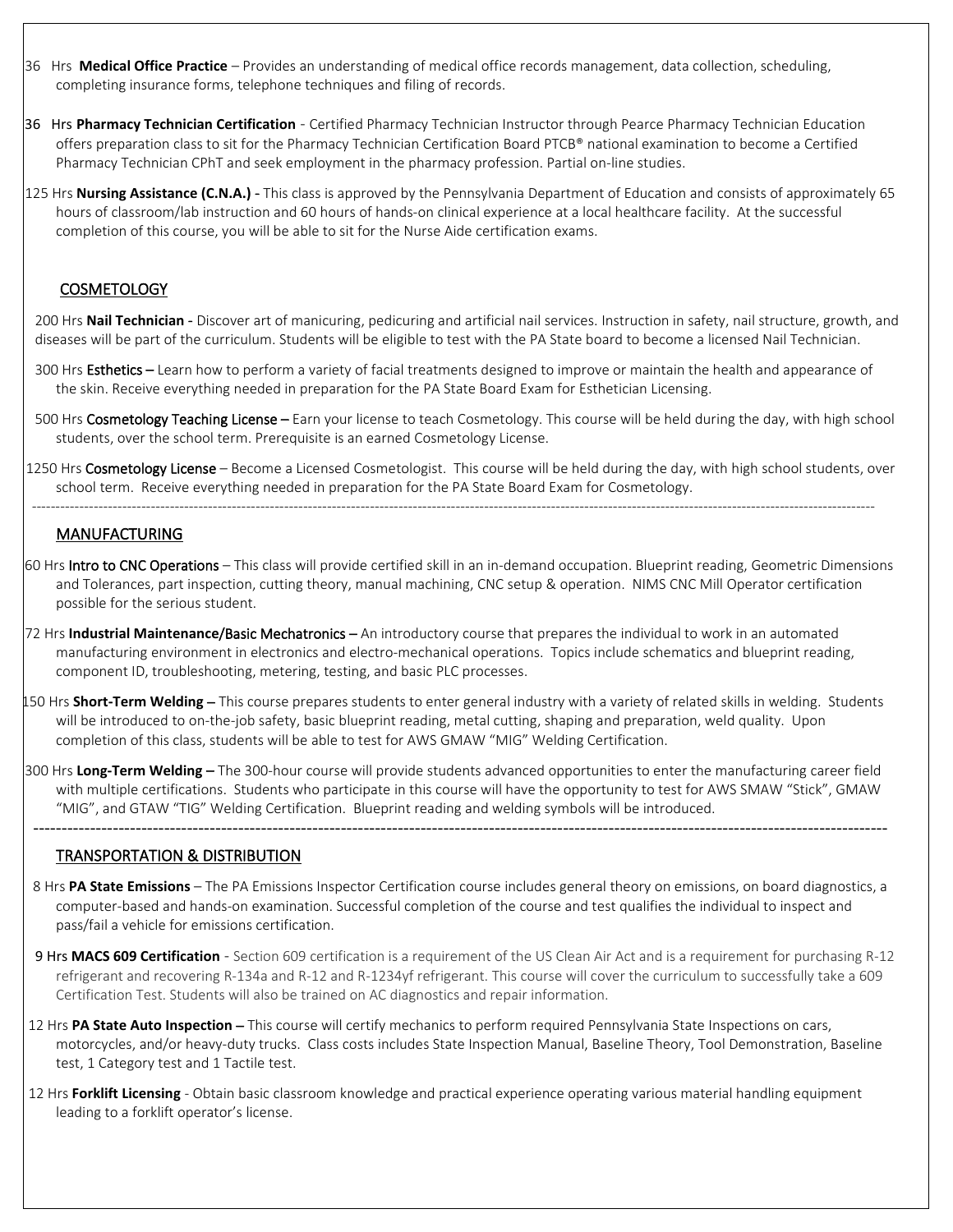36 Hrs **Medical Office Practice** – Provides an understanding of medical office records management, data collection, scheduling, completing insurance forms, telephone techniques and filing of records.

36 Hrs **Pharmacy Technician Certification** - Certified Pharmacy Technician Instructor through Pearce Pharmacy Technician Education offers preparation class to sit for the Pharmacy Technician Certification Board PTCB® national examination to become a Certified Pharmacy Technician CPhT and seek employment in the pharmacy profession. Partial on-line studies.

125 Hrs **Nursing Assistance (C.N.A.) -** This class is approved by the Pennsylvania Department of Education and consists of approximately 65 hours of classroom/lab instruction and 60 hours of hands-on clinical experience at a local healthcare facility. At the successful completion of this course, you will be able to sit for the Nurse Aide certification exams.

## COSMETOLOGY

200 Hrs **Nail Technician -** Discover art of manicuring, pedicuring and artificial nail services. Instruction in safety, nail structure, growth, and diseases will be part of the curriculum. Students will be eligible to test with the PA State board to become a licensed Nail Technician.

300 Hrs Esthetics – Learn how to perform a variety of facial treatments designed to improve or maintain the health and appearance of the skin. Receive everything needed in preparation for the PA State Board Exam for Esthetician Licensing.

500 Hrs Cosmetology Teaching License – Earn your license to teach Cosmetology. This course will be held during the day, with high school students, over the school term. Prerequisite is an earned Cosmetology License.

1250 Hrs Cosmetology License – Become a Licensed Cosmetologist. This course will be held during the day, with high school students, over school term. Receive everything needed in preparation for the PA State Board Exam for Cosmetology.

---

## MANUFACTURING

60 Hrs Intro to CNC Operations – This class will provide certified skill in an in-demand occupation. Blueprint reading, Geometric Dimensions and Tolerances, part inspection, cutting theory, manual machining, CNC setup & operation. NIMS CNC Mill Operator certification possible for the serious student.

72 Hrs **Industrial Maintenance/**Basic Mechatronics – An introductory course that prepares the individual to work in an automated manufacturing environment in electronics and electro-mechanical operations. Topics include schematics and blueprint reading, component ID, troubleshooting, metering, testing, and basic PLC processes.

150 Hrs **Short-Term Welding –** This course prepares students to enter general industry with a variety of related skills in welding. Students will be introduced to on-the-job safety, basic blueprint reading, metal cutting, shaping and preparation, weld quality. Upon completion of this class, students will be able to test for AWS GMAW "MIG" Welding Certification.

300 Hrs **Long-Term Welding –** The 300-hour course will provide students advanced opportunities to enter the manufacturing career field with multiple certifications. Students who participate in this course will have the opportunity to test for AWS SMAW "Stick", GMAW "MIG", and GTAW "TIG" Welding Certification. Blueprint reading and welding symbols will be introduced.

---

## TRANSPORTATION & DISTRIBUTION

8 Hrs **PA State Emissions** – The PA Emissions Inspector Certification course includes general theory on emissions, on board diagnostics, a computer-based and hands-on examination. Successful completion of the course and test qualifies the individual to inspect and pass/fail a vehicle for emissions certification.

9 Hrs **MACS 609 Certification** - Section 609 certification is a requirement of the US Clean Air Act and is a requirement for purchasing R-12 refrigerant and recovering R-134a and R-12 and R-1234yf refrigerant. This course will cover the curriculum to successfully take a 609 Certification Test. Students will also be trained on AC diagnostics and repair information.

12 Hrs **PA State Auto Inspection –** This course will certify mechanics to perform required Pennsylvania State Inspections on cars, motorcycles, and/or heavy-duty trucks. Class costs includes State Inspection Manual, Baseline Theory, Tool Demonstration, Baseline test, 1 Category test and 1 Tactile test.

12 Hrs **Forklift Licensing** - Obtain basic classroom knowledge and practical experience operating various material handling equipment leading to a forklift operator's license.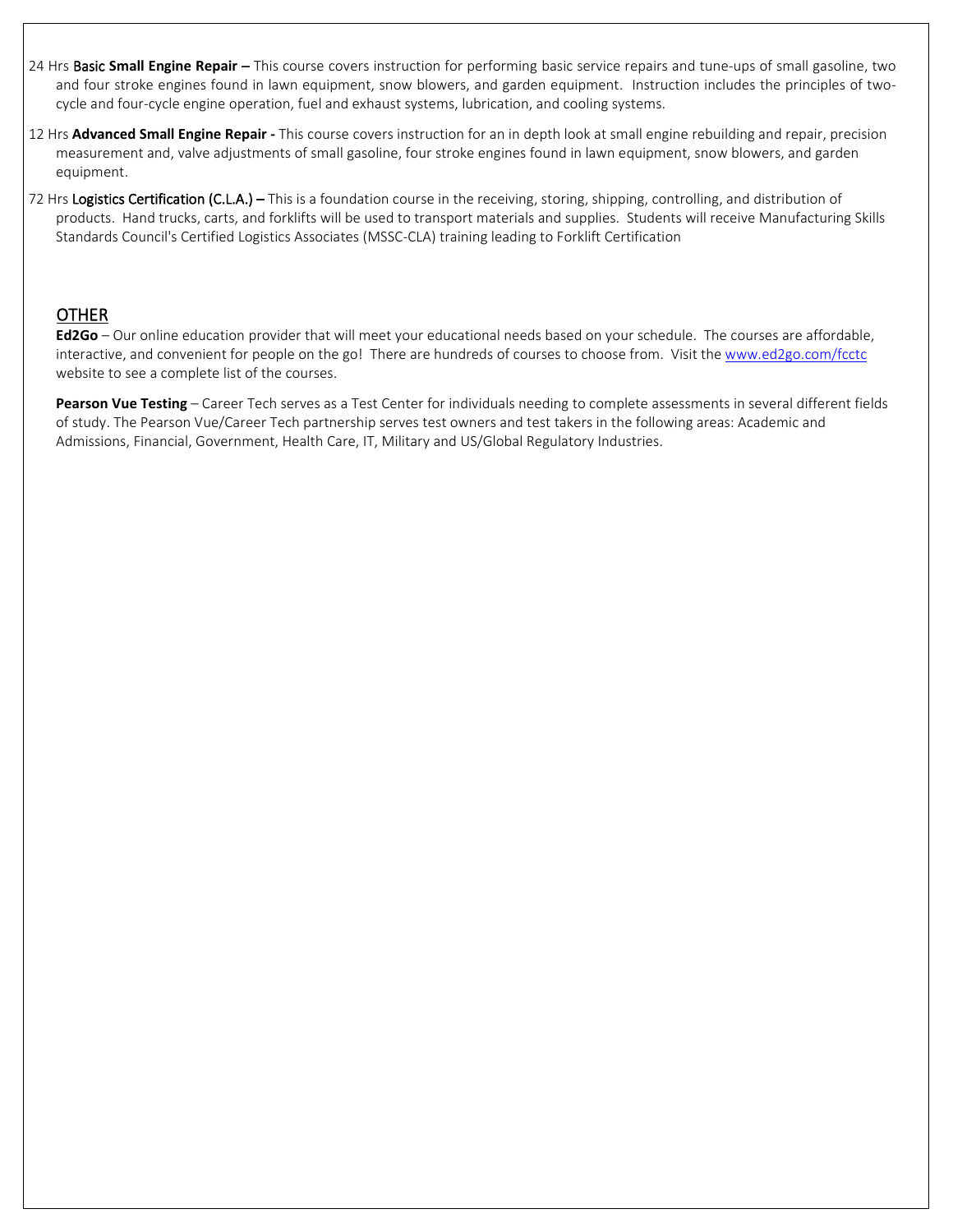24 Hrs **Basic Small Engine Repair –** This course covers instruction for performing basic service repairs and tune-ups of small gasoline, two and four stroke engines found in lawn equipment, snow blowers, and garden equipment. Instruction includes the principles of two-cycle and four-cycle engine operation, fuel and exhaust systems, lubrication, and cooling systems.

12 Hrs **Advanced Small Engine Repair -** This course covers instruction for an in depth look at small engine rebuilding and repair, precision measurement and, valve adjustments of small gasoline, four stroke engines found in lawn equipment, snow blowers, and garden equipment.

72 Hrs **Logistics Certification (C.L.A.) –** This is a foundation course in the receiving, storing, shipping, controlling, and distribution of products. Hand trucks, carts, and forklifts will be used to transport materials and supplies. Students will receive Manufacturing Skills Standards Council's Certified Logistics Associates (MSSC-CLA) training leading to Forklift Certification

## OTHER

**Ed2Go** – Our online education provider that will meet your educational needs based on your schedule. The courses are affordable, interactive, and convenient for people on the go! There are hundreds of courses to choose from. Visit the www.ed2go.com/fcctc website to see a complete list of the courses.

**Pearson Vue Testing** – Career Tech serves as a Test Center for individuals needing to complete assessments in several different fields of study. The Pearson Vue/Career Tech partnership serves test owners and test takers in the following areas: Academic and Admissions, Financial, Government, Health Care, IT, Military and US/Global Regulatory Industries.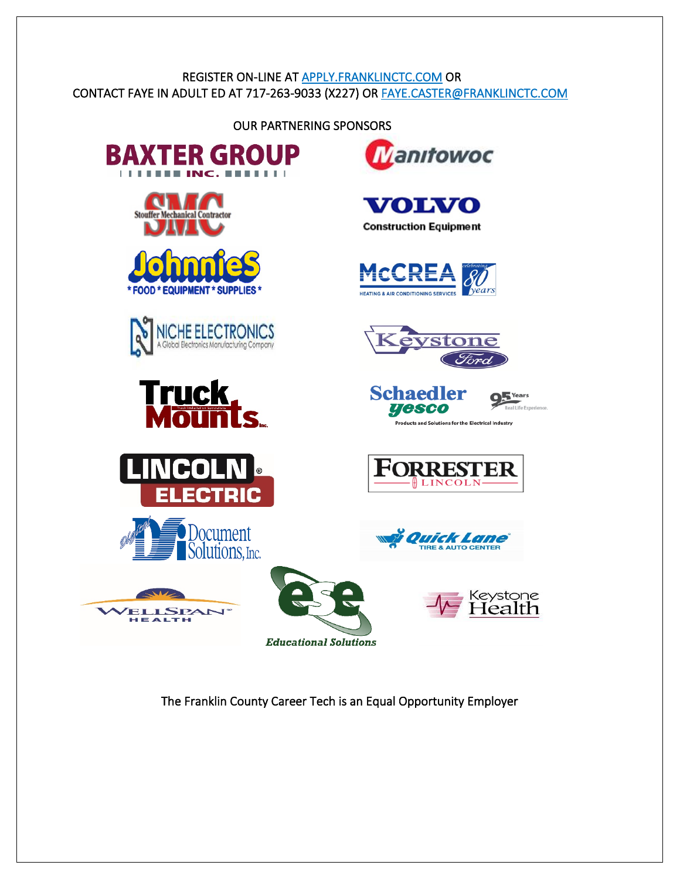REGISTER ON-LINE AT [APPLY.FRANKLINCTC.COM](http://APPLY.FRANKLINCTC.COM) OR
CONTACT FAYE IN ADULT ED AT 717-263-9033 (X227) OR [FAYE.CASTER@FRANKLINCTC.COM](mailto:FAYE.CASTER@FRANKLINCTC.COM)

OUR PARTNERING SPONSORS

BAXTER GROUP INC.

Manitowoc

SMC Stouffer Mechanical Contractor

VOLVO Construction Equipment

JohnnieS * FOOD * EQUIPMENT * SUPPLIES *

McCREA HEATING & AIR CONDITIONING SERVICES celebrating 80 years

NICHE ELECTRONICS A Global Electronics Manufacturing Company

Keystone Ford

Truck Mounts Inc.

Schaedler yesco 95 Years Real Life Experience. Products and Solutions for the Electrical Industry

LINCOLN ELECTRIC

FORRESTER LINCOLN

Digital Document Solutions, Inc.

Quick Lane TIRE & AUTO CENTER

WELLSPAN HEALTH

ese Educational Solutions

Keystone Health

The Franklin County Career Tech is an Equal Opportunity Employer